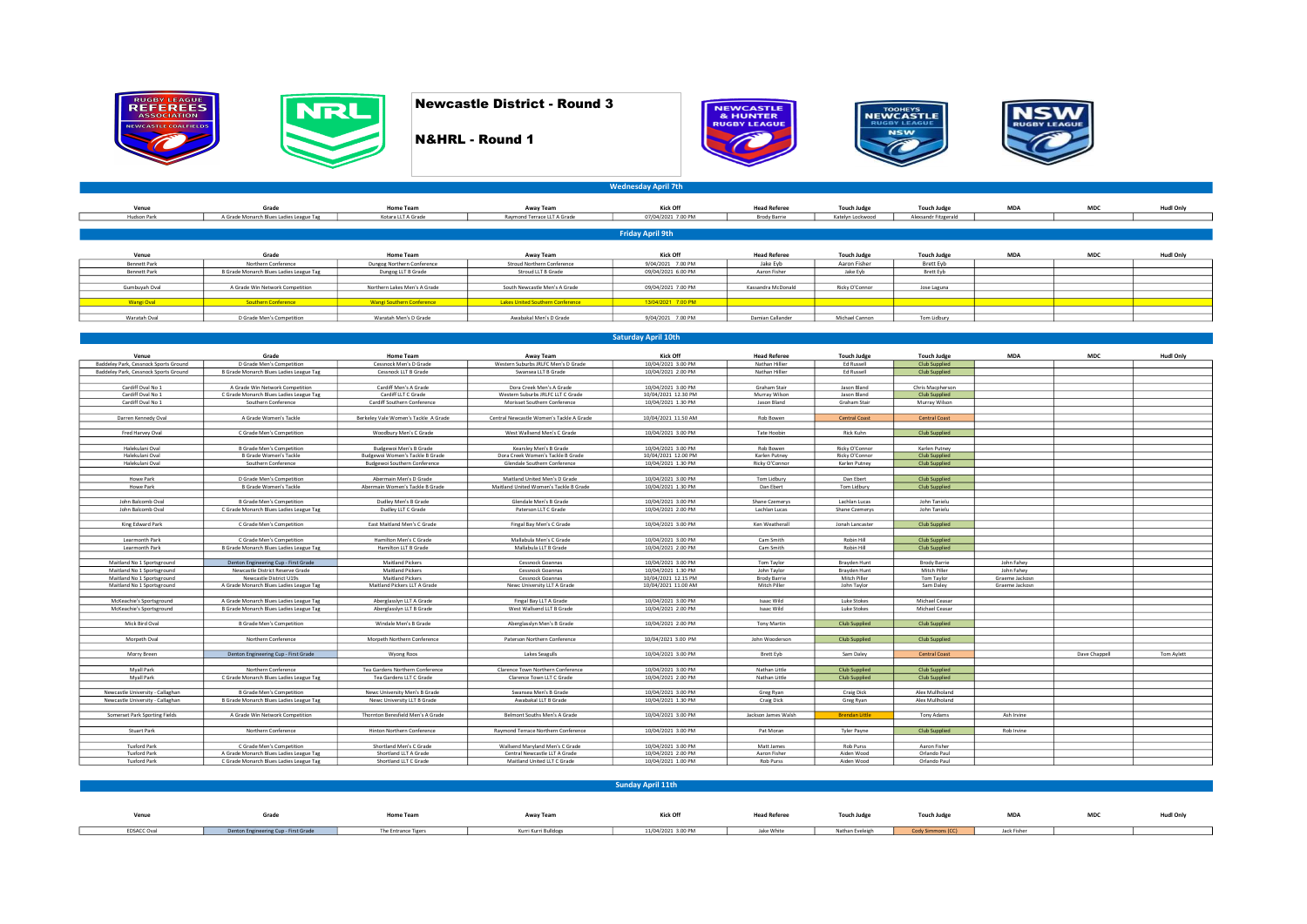# Newcastle District - Round 3

## N&HRL - Round 1

### Wednesday April 7th

| Venue | Grade | Home Team | Away Team | Kick Off | Head Referee | Touch Judge | Touch Judge | MDA | MDC | Hudl Only |
|---|---|---|---|---|---|---|---|---|---|---|
| Hudson Park | A Grade Monarch Blues Ladies League Tag | Kotara LLT A Grade | Raymond Terrace LLT A Grade | 07/04/2021 7.00 PM | Brody Barrie | Katelyn Lockwood | Alexandr Fitzgerald | | | |

### Friday April 9th

| Venue | Grade | Home Team | Away Team | Kick Off | Head Referee | Touch Judge | Touch Judge | MDA | MDC | Hudl Only |
|---|---|---|---|---|---|---|---|---|---|---|
| Bennett Park | Northern Conference | Dungog Northern Conference | Stroud Northern Conference | 9/04/2021 7.00 PM | Jake Eyb | Aaron Fisher | Brett Eyb | | | |
| Bennett Park | B Grade Monarch Blues Ladies League Tag | Dungog LLT B Grade | Stroud LLT B Grade | 09/04/2021 6.00 PM | Aaron Fisher | Jake Eyb | Brett Eyb | | | |
| Gumbuyah Oval | A Grade Win Network Competition | Northern Lakes Men's A Grade | South Newcastle Men's A Grade | 09/04/2021 7.00 PM | Kassandra McDonald | Ricky O'Connor | Jose Laguna | | | |
| Wangi Oval | Southern Conference | Wangi Southern Conference | Lakes United Southern Conference | 13/04/2021 7.00 PM | | | | | | |
| Waratah Oval | D Grade Men's Competition | Waratah Men's D Grade | Awabakal Men's D Grade | 9/04/2021 7.00 PM | Damian Callander | Michael Cannon | Tom Lidbury | | | |

### Saturday April 10th

| Venue | Grade | Home Team | Away Team | Kick Off | Head Referee | Touch Judge | Touch Judge | MDA | MDC | Hudl Only |
|---|---|---|---|---|---|---|---|---|---|---|
| Baddeley Park, Cessnock Sports Ground | D Grade Men's Competition | Cessnock Men's D Grade | Western Suburbs JRLFC Men's D Grade | 10/04/2021 3.00 PM | Nathan Hillier | Ed Russell | Club Supplied | | | |
| Baddeley Park, Cessnock Sports Ground | B Grade Monarch Blues Ladies League Tag | Cessnock LLT B Grade | Swansea LLT B Grade | 10/04/2021 2.00 PM | Nathan Hillier | Ed Russell | Club Supplied | | | |
| Cardiff Oval No 1 | A Grade Win Network Competition | Cardiff Men's A Grade | Dora Creek Men's A Grade | 10/04/2021 3.00 PM | Graham Stair | Jason Bland | Chris Macpherson | | | |
| Cardiff Oval No 1 | C Grade Monarch Blues Ladies League Tag | Cardiff LLT C Grade | Western Suburbs JRLFC LLT C Grade | 10/04/2021 12.30 PM | Murray Wilson | Jason Bland | Club Supplied | | | |
| Cardiff Oval No 1 | Southern Conference | Cardiff Southern Conference | Morisset Southern Conference | 10/04/2021 1.30 PM | Jason Bland | Graham Stair | Murray Wilson | | | |
| Darren Kennedy Oval | A Grade Women's Tackle | Berkeley Vale Women's Tackle A Grade | Central Newcastle Women's Tackle A Grade | 10/04/2021 11.50 AM | Rob Bowen | Central Coast | Central Coast | | | |
| Fred Harvey Oval | C Grade Men's Competition | Woodbury Men's C Grade | West Wallsend Men's C Grade | 10/04/2021 3.00 PM | Tate Hosbin | Rick Kuhn | Club Supplied | | | |
| Halekulani Oval | B Grade Men's Competition | Budgewoi Men's B Grade | Kearsley Men's B Grade | 10/04/2021 3.00 PM | Rob Bowen | Ricky O'Connor | Karlen Putney | | | |
| Halekulani Oval | B Grade Women's Tackle | Budgewoi Women's Tackle B Grade | Dora Creek Women's Tackle B Grade | 10/04/2021 12.00 PM | Karlen Putney | Ricky O'Connor | Club Supplied | | | |
| Halekulani Oval | Southern Conference | Budgewoi Southern Conference | Glendale Southern Conference | 10/04/2021 1.30 PM | Ricky O'Connor | Karlen Putney | Club Supplied | | | |
| Howe Park | D Grade Men's Competition | Abermain Men's D Grade | Maitland United Men's D Grade | 10/04/2021 3.00 PM | Tom Lidbury | Dan Ebert | Club Supplied | | | |
| Howe Park | B Grade Women's Tackle | Abermain Women's Tackle B Grade | Maitland United Women's Tackle B Grade | 10/04/2021 1.30 PM | Dan Ebert | Tom Lidbury | Club Supplied | | | |
| John Balcomb Oval | B Grade Men's Competition | Dudley Men's B Grade | Glendale Men's B Grade | 10/04/2021 3.00 PM | Shane Czemerys | Lachlan Lucas | John Tanielu | | | |
| John Balcomb Oval | C Grade Monarch Blues Ladies League Tag | Dudley LLT C Grade | Paterson LLT C Grade | 10/04/2021 2.00 PM | Lachlan Lucas | Shane Czemerys | John Tanielu | | | |
| King Edward Park | C Grade Men's Competition | East Maitland Men's C Grade | Fingal Bay Men's C Grade | 10/04/2021 3.00 PM | Ken Weatherall | Jonah Lancaster | Club Supplied | | | |
| Learmonth Park | C Grade Men's Competition | Hamilton Men's C Grade | Mallabula Men's C Grade | 10/04/2021 3.00 PM | Cam Smith | Robin Hill | Club Supplied | | | |
| Learmonth Park | B Grade Monarch Blues Ladies League Tag | Hamilton LLT B Grade | Mallabula LLT B Grade | 10/04/2021 2.00 PM | Cam Smith | Robin Hill | Club Supplied | | | |
| Maitland No 1 Sportsground | Denton Engineering Cup - First Grade | Maitland Pickers | Cessnock Goannas | 10/04/2021 3.00 PM | Tom Taylor | Brayden Hunt | Brody Barrie | John Fahey | | |
| Maitland No 1 Sportsground | Newcastle District Reserve Grade | Maitland Pickers | Cessnock Goannas | 10/04/2021 1.30 PM | John Taylor | Brayden Hunt | Mitch Piller | John Fahey | | |
| Maitland No 1 Sportsground | Newcastle District U19s | Maitland Pickers | Cessnock Goannas | 10/04/2021 12.15 PM | Brody Barrie | Mitch Piller | Tom Taylor | Graeme Jackson | | |
| Maitland No 1 Sportsground | A Grade Monarch Blues Ladies League Tag | Maitland Pickers LLT A Grade | Newc University LLT A Grade | 10/04/2021 11.00 AM | Mitch Piller | John Taylor | Sam Daley | Graeme Jackson | | |
| McKeachie's Sportsground | A Grade Monarch Blues Ladies League Tag | Aberglasslyn LLT A Grade | Fingal Bay LLT A Grade | 10/04/2021 3.00 PM | Isaac Wild | Luke Stokes | Michael Ceasar | | | |
| McKeachie's Sportsground | B Grade Monarch Blues Ladies League Tag | Aberglasslyn LLT B Grade | West Wallsend LLT B Grade | 10/04/2021 2.00 PM | Isaac Wild | Luke Stokes | Michael Ceasar | | | |
| Mick Bird Oval | B Grade Men's Competition | Windale Men's B Grade | Aberglasslyn Men's B Grade | 10/04/2021 2.00 PM | Tony Martin | Club Supplied | Club Supplied | | | |
| Morpeth Oval | Northern Conference | Morpeth Northern Conference | Paterson Northern Conference | 10/04/2021 3.00 PM | John Wooderson | Club Supplied | Club Supplied | | | |
| Morry Breen | Denton Engineering Cup - First Grade | Wyong Roos | Lakes Seagulls | 10/04/2021 3.00 PM | Brett Eyb | Sam Daley | Central Coast | | Dave Chappell | Tom Aylett |
| Myall Park | Northern Conference | Tea Gardens Northern Conference | Clarence Town Northern Conference | 10/04/2021 3.00 PM | Nathan Little | Club Supplied | Club Supplied | | | |
| Myall Park | C Grade Monarch Blues Ladies League Tag | Tea Gardens LLT C Grade | Clarence Town LLT C Grade | 10/04/2021 2.00 PM | Nathan Little | Club Supplied | Club Supplied | | | |
| Newcastle University - Callaghan | B Grade Men's Competition | Newc University Men's B Grade | Swansea Men's B Grade | 10/04/2021 3.00 PM | Greg Ryan | Craig Dick | Alex Mullholand | | | |
| Newcastle University - Callaghan | B Grade Monarch Blues Ladies League Tag | Newc University LLT B Grade | Awabakal LLT B Grade | 10/04/2021 1.30 PM | Craig Dick | Greg Ryan | Alex Mullholand | | | |
| Somerset Park Sporting Fields | A Grade Win Network Competition | Thornton Beresfield Men's A Grade | Belmont Souths Men's A Grade | 10/04/2021 3.00 PM | Jackson James Walsh | Brendan Little | Tony Adams | Ash Irvine | | |
| Stuart Park | Northern Conference | Hinton Northern Conference | Raymond Terrace Northern Conference | 10/04/2021 3.00 PM | Pat Moran | Tyler Payne | Club Supplied | Rob Irvine | | |
| Tuxford Park | C Grade Men's Competition | Shortland Men's C Grade | Wallsend Maryland Men's C Grade | 10/04/2021 3.00 PM | Matt James | Rob Purss | Aaron Fisher | | | |
| Tuxford Park | A Grade Monarch Blues Ladies League Tag | Shortland LLT A Grade | Central Newcastle LLT A Grade | 10/04/2021 2.00 PM | Aaron Fisher | Aiden Wood | Orlando Paul | | | |
| Tuxford Park | C Grade Monarch Blues Ladies League Tag | Shortland LLT C Grade | Maitland United LLT C Grade | 10/04/2021 1.00 PM | Rob Purss | Aiden Wood | Orlando Paul | | | |

### Sunday April 11th

| Venue | Grade | Home Team | Away Team | Kick Off | Head Referee | Touch Judge | Touch Judge | MDA | MDC | Hudl Only |
|---|---|---|---|---|---|---|---|---|---|---|
| EDSACC Oval | Denton Engineering Cup - First Grade | The Entrance Tigers | Kurri Kurri Bulldogs | 11/04/2021 3.00 PM | Jake White | Nathan Eveleigh | Cody Simmons (CC) | Jack Fisher | | |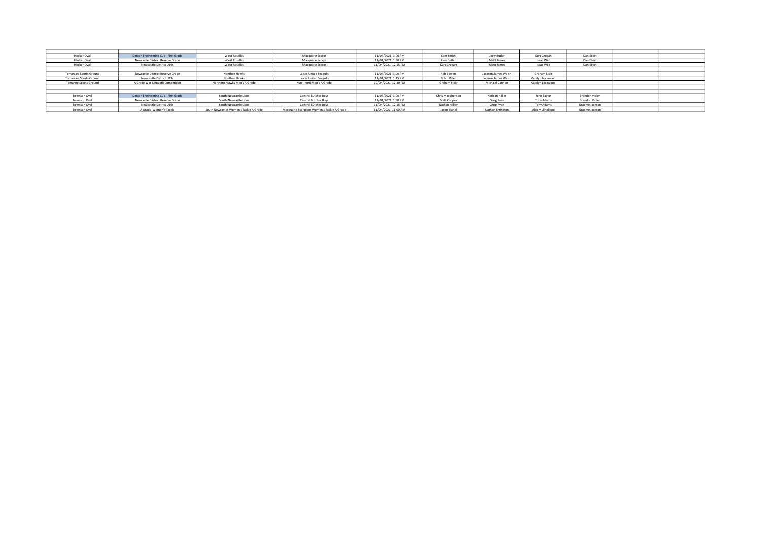| | | | | | | | | | | |
|---|---|---|---|---|---|---|---|---|---|---|
| | | | | | | | | | | |
| Harker Oval | Denton Engineering Cup - First Grade | West Rosellas | Macquarie Scorps | 11/04/2021 3.00 PM | Cam Smith | Joey Butler | Kurt Grogan | Dan Ebert | | |
| Harker Oval | Newcastle District Reserve Grade | West Rosellas | Macquarie Scorps | 11/04/2021 1.30 PM | Joey Butler | Matt James | Isaac Wild | Dan Ebert | | |
| Harker Oval | Newcastle District U19s | West Rosellas | Macquarie Scorps | 11/04/2021 12.15 PM | Kurt Grogan | Matt James | Isaac Wild | Dan Ebert | | |
| | | | | | | | | | | |
| Tomaree Sports Ground | Newcastle District Reserve Grade | Northen Hawks | Lakes United Seagulls | 11/04/2021 3.00 PM | Rob Bowen | Jackson James Walsh | Graham Stair | | | |
| Tomaree Sports Ground | Newcastle District U19s | Northen Hawks | Lakes United Seagulls | 11/04/2021 1.45 PM | Mitch Piller | Jackson James Walsh | Katelyn Lockwood | | | |
| Tomaree Sports Ground | A Grade Win Network Competition | Northern Hawks Men's A Grade | Kurri Kurri Men's A Grade | 10/04/2021 12.30 PM | Graham Stair | Michael Cannon | Katelyn Lockwood | | | |
| | | | | | | | | | | |
| | | | | | | | | | | |
| Townson Oval | Denton Engineering Cup - First Grade | South Newcastle Lions | Central Butcher Boys | 11/04/2021 3.00 PM | Chris Macpherson | Nathan Hillier | John Taylor | Brandon Vidler | | |
| Townson Oval | Newcastle District Reserve Grade | South Newcastle Lions | Central Butcher Boys | 11/04/2021 1.30 PM | Matt Cooper | Greg Ryan | Tony Adams | Brandon Vidler | | |
| Townson Oval | Newcastle District U19s | South Newcastle Lions | Central Butcher Boys | 11/04/2021 12.15 PM | Nathan Hillier | Greg Ryan | Tony Adams | Graeme Jackson | | |
| Townson Oval | A Grade Women's Tackle | South Newcastle Women's Tackle A Grade | Macquarie Scorpions Women's Tackle A Grade | 11/04/2021 11.00 AM | Jason Bland | Nathan Errington | Alex Mullholland | Graeme Jackson | | |